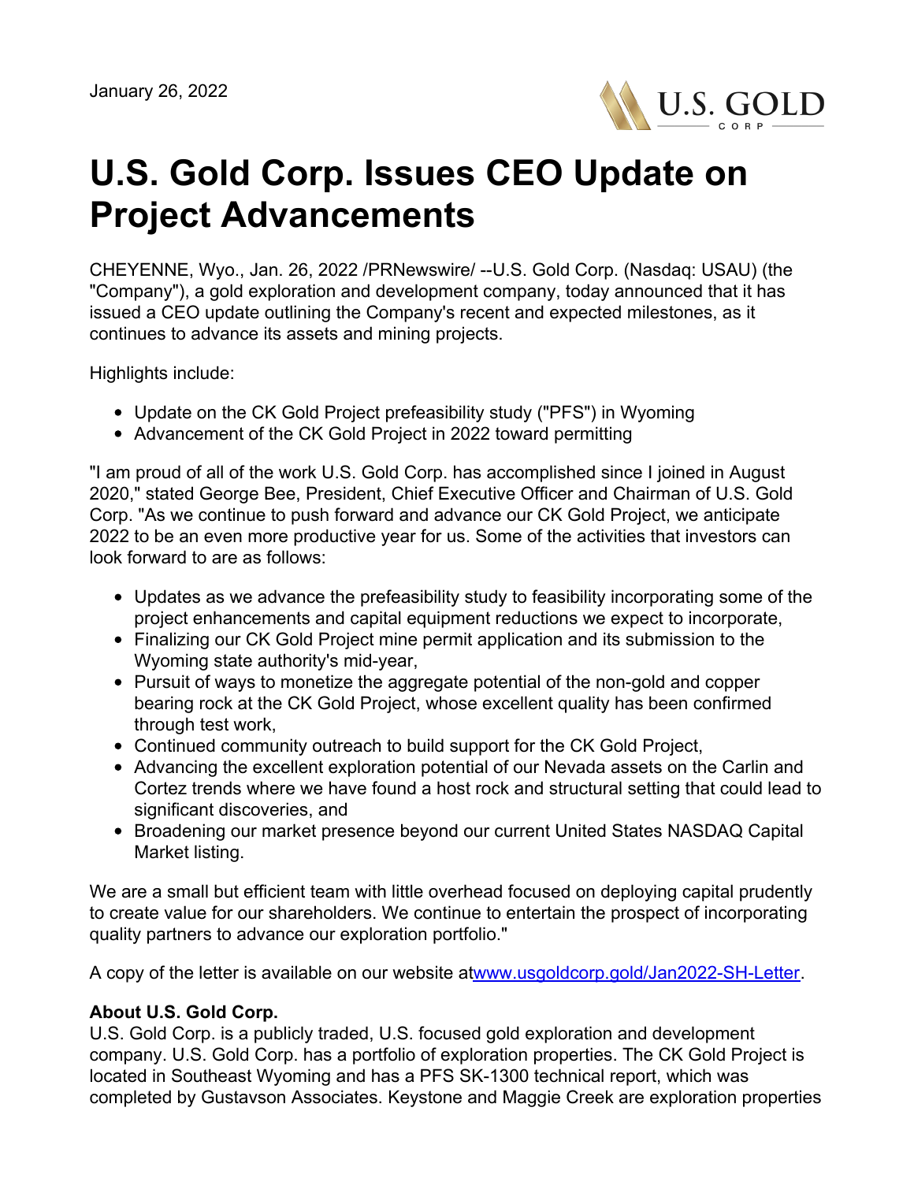January 26, 2022

# U.S. Gold Corp. Issues CEO Update on Project Advancements

CHEYENNE, Wyo., Jan. 26, 2022 /PRNewswire/ --U.S. Gold Corp. (Nasdaq: USAU) (the "Company"), a gold exploration and development company, today announced that it has issued a CEO update outlining the Company's recent and expected milestones, as it continues to advance its assets and mining projects.

Highlights include:

- Update on the CK Gold Project prefeasibility study ("PFS") in Wyoming
- Advancement of the CK Gold Project in 2022 toward permitting

"I am proud of all of the work U.S. Gold Corp. has accomplished since I joined in August 2020," stated George Bee, President, Chief Executive Officer and Chairman of U.S. Gold Corp. "As we continue to push forward and advance our CK Gold Project, we anticipate 2022 to be an even more productive year for us. Some of the activities that investors can look forward to are as follows:

- Updates as we advance the prefeasibility study to feasibility incorporating some of the project enhancements and capital equipment reductions we expect to incorporate,
- Finalizing our CK Gold Project mine permit application and its submission to the Wyoming state authority's mid-year,
- Pursuit of ways to monetize the aggregate potential of the non-gold and copper bearing rock at the CK Gold Project, whose excellent quality has been confirmed through test work,
- Continued community outreach to build support for the CK Gold Project,
- Advancing the excellent exploration potential of our Nevada assets on the Carlin and Cortez trends where we have found a host rock and structural setting that could lead to significant discoveries, and
- Broadening our market presence beyond our current United States NASDAQ Capital Market listing.

We are a small but efficient team with little overhead focused on deploying capital prudently to create value for our shareholders. We continue to entertain the prospect of incorporating quality partners to advance our exploration portfolio."

A copy of the letter is available on our website atwww.usgoldcorp.gold/Jan2022-SH-Letter.

**About U.S. Gold Corp.**
U.S. Gold Corp. is a publicly traded, U.S. focused gold exploration and development company. U.S. Gold Corp. has a portfolio of exploration properties. The CK Gold Project is located in Southeast Wyoming and has a PFS SK-1300 technical report, which was completed by Gustavson Associates. Keystone and Maggie Creek are exploration properties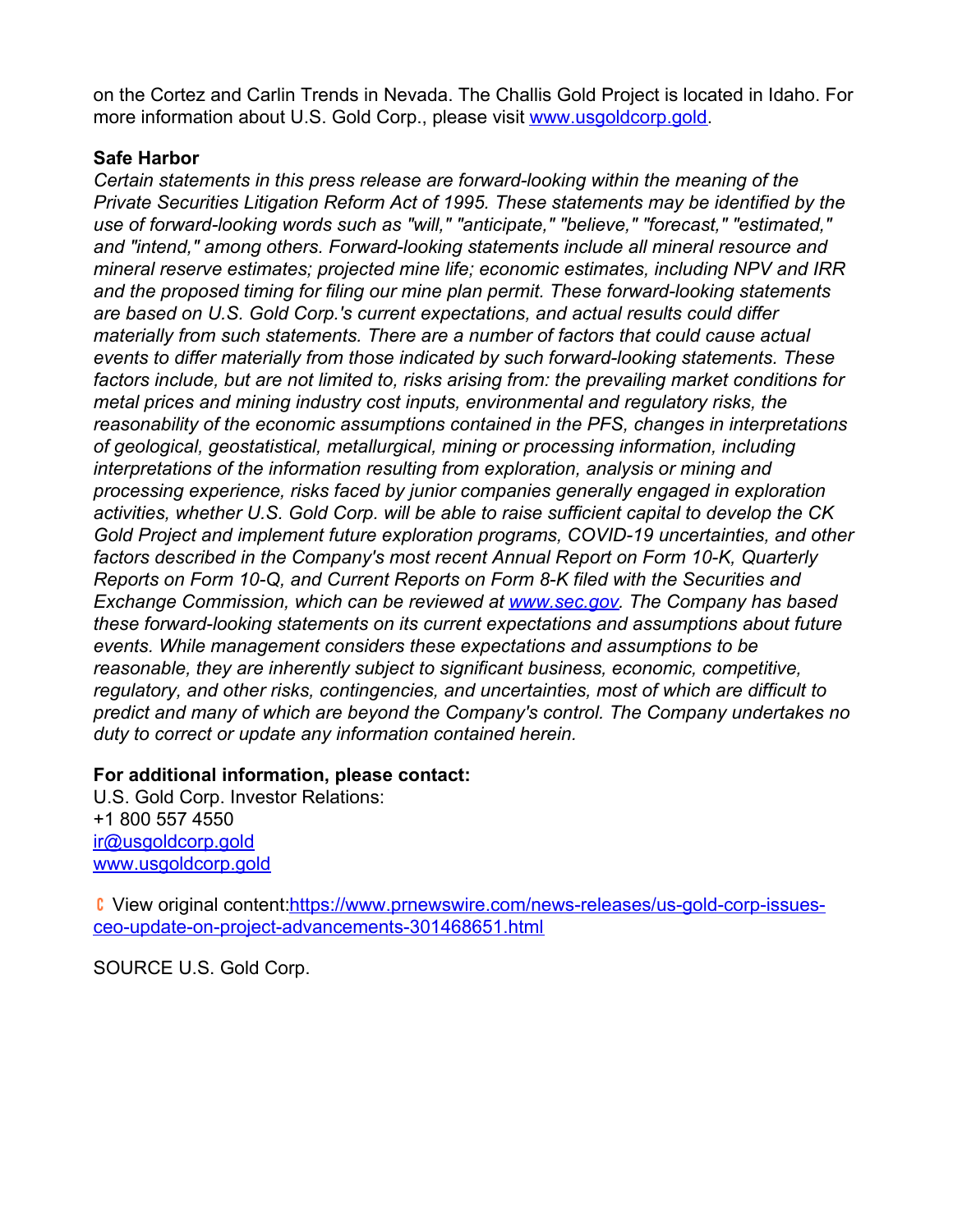on the Cortez and Carlin Trends in Nevada. The Challis Gold Project is located in Idaho. For more information about U.S. Gold Corp., please visit [www.usgoldcorp.gold](http://www.usgoldcorp.gold).

**Safe Harbor**

*Certain statements in this press release are forward-looking within the meaning of the Private Securities Litigation Reform Act of 1995. These statements may be identified by the use of forward-looking words such as "will," "anticipate," "believe," "forecast," "estimated," and "intend," among others. Forward-looking statements include all mineral resource and mineral reserve estimates; projected mine life; economic estimates, including NPV and IRR and the proposed timing for filing our mine plan permit. These forward-looking statements are based on U.S. Gold Corp.'s current expectations, and actual results could differ materially from such statements. There are a number of factors that could cause actual events to differ materially from those indicated by such forward-looking statements. These factors include, but are not limited to, risks arising from: the prevailing market conditions for metal prices and mining industry cost inputs, environmental and regulatory risks, the reasonability of the economic assumptions contained in the PFS, changes in interpretations of geological, geostatistical, metallurgical, mining or processing information, including interpretations of the information resulting from exploration, analysis or mining and processing experience, risks faced by junior companies generally engaged in exploration activities, whether U.S. Gold Corp. will be able to raise sufficient capital to develop the CK Gold Project and implement future exploration programs, COVID-19 uncertainties, and other factors described in the Company's most recent Annual Report on Form 10-K, Quarterly Reports on Form 10-Q, and Current Reports on Form 8-K filed with the Securities and Exchange Commission, which can be reviewed at [www.sec.gov](http://www.sec.gov). The Company has based these forward-looking statements on its current expectations and assumptions about future events. While management considers these expectations and assumptions to be reasonable, they are inherently subject to significant business, economic, competitive, regulatory, and other risks, contingencies, and uncertainties, most of which are difficult to predict and many of which are beyond the Company's control. The Company undertakes no duty to correct or update any information contained herein.*

**For additional information, please contact:**

U.S. Gold Corp. Investor Relations:
+1 800 557 4550
[ir@usgoldcorp.gold](mailto:ir@usgoldcorp.gold)
[www.usgoldcorp.gold](http://www.usgoldcorp.gold)

View original content:[https://www.prnewswire.com/news-releases/us-gold-corp-issues-ceo-update-on-project-advancements-301468651.html](https://www.prnewswire.com/news-releases/us-gold-corp-issues-ceo-update-on-project-advancements-301468651.html)

SOURCE U.S. Gold Corp.